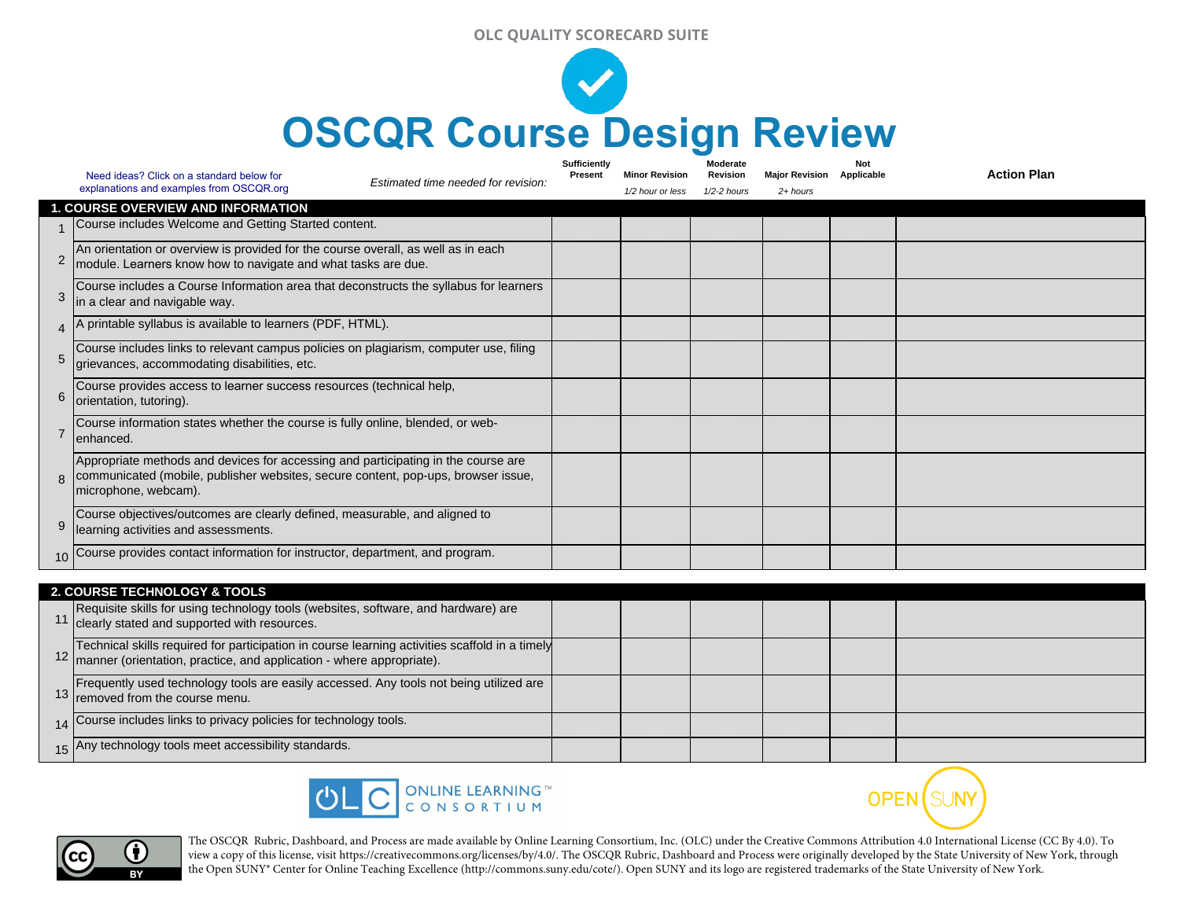OLC QUALITY SCORECARD SUITE

# OSCQR Course Design Review

Need ideas? Click on a standard below for explanations and examples from OSCQR.org

| # | Estimated time needed for revision: | Sufficiently Present | Minor Revision *1/2 hour or less* | Moderate Revision *1/2-2 hours* | Major Revision *2+ hours* | Not Applicable | Action Plan |
|---|---|---|---|---|---|---|---|
| | **1. COURSE OVERVIEW AND INFORMATION** | | | | | | |
| 1 | Course includes Welcome and Getting Started content. | | | | | | |
| 2 | An orientation or overview is provided for the course overall, as well as in each module. Learners know how to navigate and what tasks are due. | | | | | | |
| 3 | Course includes a Course Information area that deconstructs the syllabus for learners in a clear and navigable way. | | | | | | |
| 4 | A printable syllabus is available to learners (PDF, HTML). | | | | | | |
| 5 | Course includes links to relevant campus policies on plagiarism, computer use, filing grievances, accommodating disabilities, etc. | | | | | | |
| 6 | Course provides access to learner success resources (technical help, orientation, tutoring). | | | | | | |
| 7 | Course information states whether the course is fully online, blended, or web-enhanced. | | | | | | |
| 8 | Appropriate methods and devices for accessing and participating in the course are communicated (mobile, publisher websites, secure content, pop-ups, browser issue, microphone, webcam). | | | | | | |
| 9 | Course objectives/outcomes are clearly defined, measurable, and aligned to learning activities and assessments. | | | | | | |
| 10 | Course provides contact information for instructor, department, and program. | | | | | | |
| | **2. COURSE TECHNOLOGY & TOOLS** | | | | | | |
| 11 | Requisite skills for using technology tools (websites, software, and hardware) are clearly stated and supported with resources. | | | | | | |
| 12 | Technical skills required for participation in course learning activities scaffold in a timely manner (orientation, practice, and application - where appropriate). | | | | | | |
| 13 | Frequently used technology tools are easily accessed. Any tools not being utilized are removed from the course menu. | | | | | | |
| 14 | Course includes links to privacy policies for technology tools. | | | | | | |
| 15 | Any technology tools meet accessibility standards. | | | | | | |

OLC ONLINE LEARNING CONSORTIUM™

OPEN SUNY

The OSCQR Rubric, Dashboard, and Process are made available by Online Learning Consortium, Inc. (OLC) under the Creative Commons Attribution 4.0 International License (CC By 4.0). To view a copy of this license, visit https://creativecommons.org/licenses/by/4.0/. The OSCQR Rubric, Dashboard and Process were originally developed by the State University of New York, through the Open SUNY® Center for Online Teaching Excellence (http://commons.suny.edu/cote/). Open SUNY and its logo are registered trademarks of the State University of New York.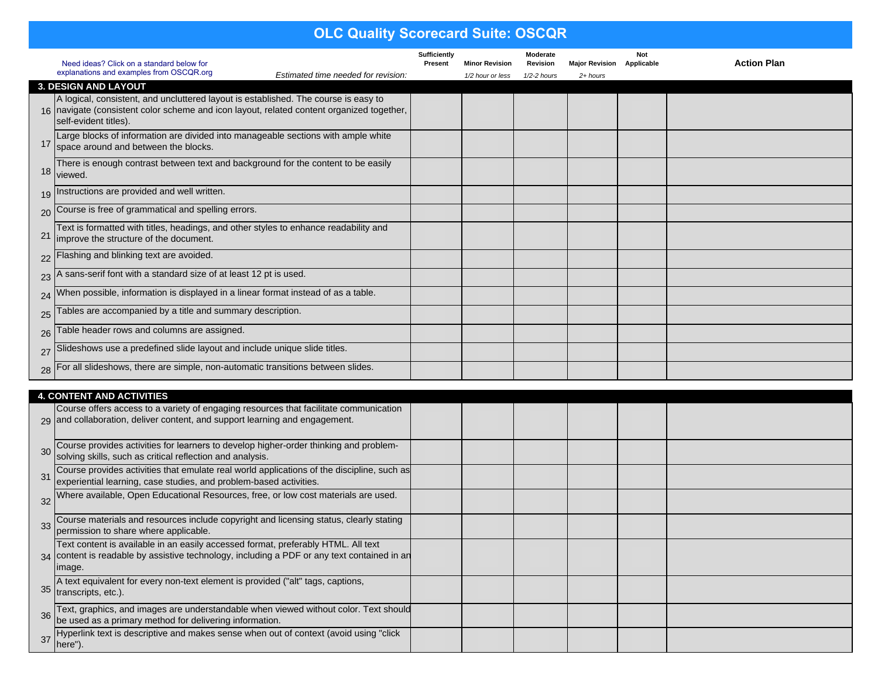# OLC Quality Scorecard Suite: OSCQR

Need ideas? Click on a standard below for explanations and examples from OSCQR.org

| | | Sufficiently Present | Minor Revision | Moderate Revision | Major Revision | Not Applicable | Action Plan |
|---|---|---|---|---|---|---|---|
| | *Estimated time needed for revision:* | | *1/2 hour or less* | *1/2-2 hours* | *2+ hours* | | |
| **3. DESIGN AND LAYOUT** | | | | | | | |
| 16 | A logical, consistent, and uncluttered layout is established. The course is easy to navigate (consistent color scheme and icon layout, related content organized together, self-evident titles). | | | | | | |
| 17 | Large blocks of information are divided into manageable sections with ample white space around and between the blocks. | | | | | | |
| 18 | There is enough contrast between text and background for the content to be easily viewed. | | | | | | |
| 19 | Instructions are provided and well written. | | | | | | |
| 20 | Course is free of grammatical and spelling errors. | | | | | | |
| 21 | Text is formatted with titles, headings, and other styles to enhance readability and improve the structure of the document. | | | | | | |
| 22 | Flashing and blinking text are avoided. | | | | | | |
| 23 | A sans-serif font with a standard size of at least 12 pt is used. | | | | | | |
| 24 | When possible, information is displayed in a linear format instead of as a table. | | | | | | |
| 25 | Tables are accompanied by a title and summary description. | | | | | | |
| 26 | Table header rows and columns are assigned. | | | | | | |
| 27 | Slideshows use a predefined slide layout and include unique slide titles. | | | | | | |
| 28 | For all slideshows, there are simple, non-automatic transitions between slides. | | | | | | |
| **4. CONTENT AND ACTIVITIES** | | | | | | | |
| 29 | Course offers access to a variety of engaging resources that facilitate communication and collaboration, deliver content, and support learning and engagement. | | | | | | |
| 30 | Course provides activities for learners to develop higher-order thinking and problem-solving skills, such as critical reflection and analysis. | | | | | | |
| 31 | Course provides activities that emulate real world applications of the discipline, such as experiential learning, case studies, and problem-based activities. | | | | | | |
| 32 | Where available, Open Educational Resources, free, or low cost materials are used. | | | | | | |
| 33 | Course materials and resources include copyright and licensing status, clearly stating permission to share where applicable. | | | | | | |
| 34 | Text content is available in an easily accessed format, preferably HTML. All text content is readable by assistive technology, including a PDF or any text contained in an image. | | | | | | |
| 35 | A text equivalent for every non-text element is provided ("alt" tags, captions, transcripts, etc.). | | | | | | |
| 36 | Text, graphics, and images are understandable when viewed without color. Text should be used as a primary method for delivering information. | | | | | | |
| 37 | Hyperlink text is descriptive and makes sense when out of context (avoid using "click here"). | | | | | | |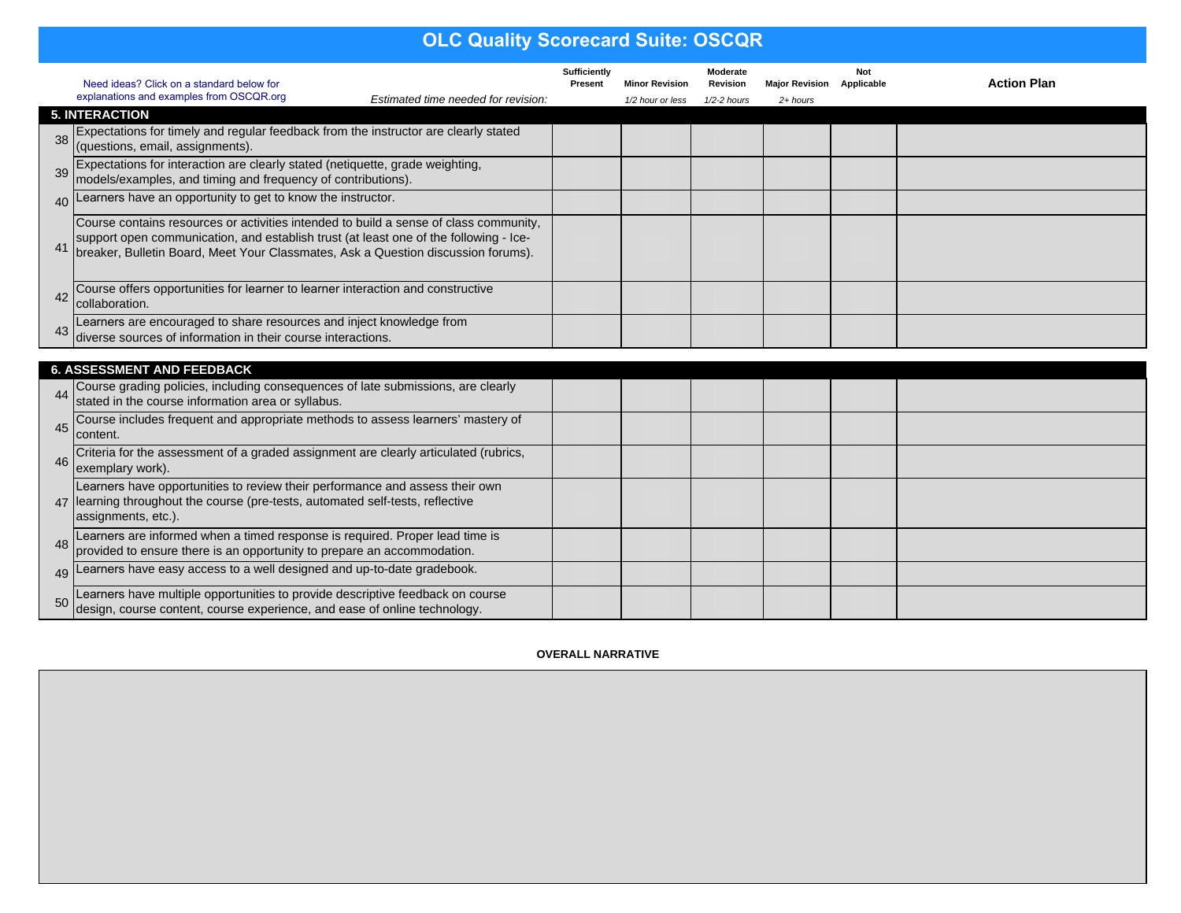# OLC Quality Scorecard Suite: OSCQR

| | Need ideas? Click on a standard below for explanations and examples from OSCQR.org *Estimated time needed for revision:* | Sufficiently Present | Minor Revision *1/2 hour or less* | Moderate Revision *1/2-2 hours* | Major Revision *2+ hours* | Not Applicable | Action Plan |
|---|---|---|---|---|---|---|---|
| | **5. INTERACTION** | | | | | | |
| 38 | Expectations for timely and regular feedback from the instructor are clearly stated (questions, email, assignments). | | | | | | |
| 39 | Expectations for interaction are clearly stated (netiquette, grade weighting, models/examples, and timing and frequency of contributions). | | | | | | |
| 40 | Learners have an opportunity to get to know the instructor. | | | | | | |
| 41 | Course contains resources or activities intended to build a sense of class community, support open communication, and establish trust (at least one of the following - Ice-breaker, Bulletin Board, Meet Your Classmates, Ask a Question discussion forums). | | | | | | |
| 42 | Course offers opportunities for learner to learner interaction and constructive collaboration. | | | | | | |
| 43 | Learners are encouraged to share resources and inject knowledge from diverse sources of information in their course interactions. | | | | | | |
| | **6. ASSESSMENT AND FEEDBACK** | | | | | | |
| 44 | Course grading policies, including consequences of late submissions, are clearly stated in the course information area or syllabus. | | | | | | |
| 45 | Course includes frequent and appropriate methods to assess learners' mastery of content. | | | | | | |
| 46 | Criteria for the assessment of a graded assignment are clearly articulated (rubrics, exemplary work). | | | | | | |
| 47 | Learners have opportunities to review their performance and assess their own learning throughout the course (pre-tests, automated self-tests, reflective assignments, etc.). | | | | | | |
| 48 | Learners are informed when a timed response is required. Proper lead time is provided to ensure there is an opportunity to prepare an accommodation. | | | | | | |
| 49 | Learners have easy access to a well designed and up-to-date gradebook. | | | | | | |
| 50 | Learners have multiple opportunities to provide descriptive feedback on course design, course content, course experience, and ease of online technology. | | | | | | |

**OVERALL NARRATIVE**